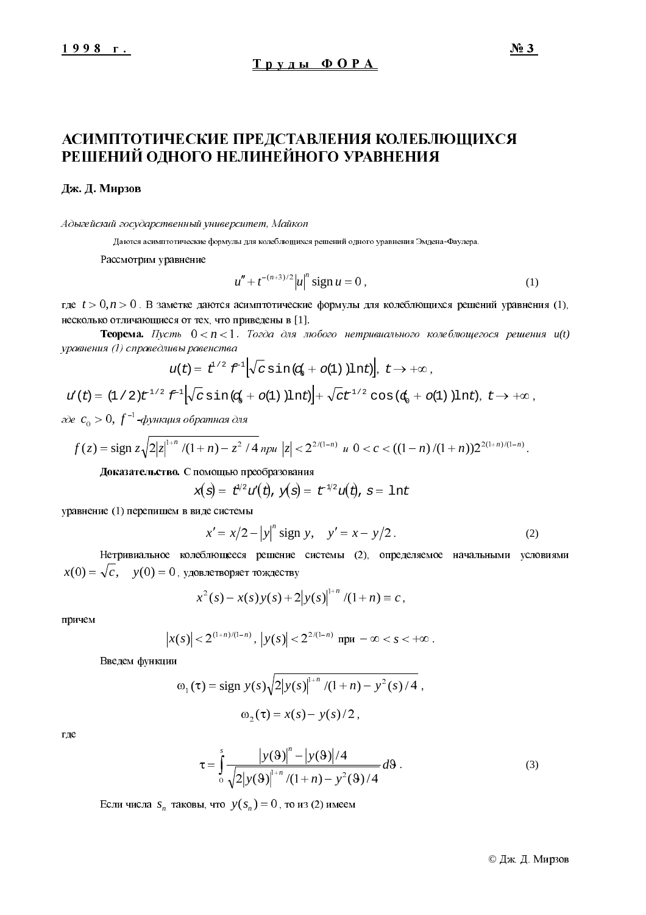# АСИМПТОТИЧЕСКИЕ ПРЕДСТАВЛЕНИЯ КОЛЕБЛЮЩИХСЯ РЕШЕНИЙ ОДНОГО НЕЛИНЕЙНОГО УРАВНЕНИЯ

**Дж. Д. Мирзов**

*Адыгейский государственный университет, Майкоп*

Даются асимптотические формулы для колеблющихся решений одного уравнения Эмдена-Фаулера.

Рассмотрим уравнение

$$u'' + t^{-(n+3)/2}|u|^n \operatorname{sign} u = 0\,, \tag{1}$$

где $t > 0, n > 0$. В заметке даются асимптотические формулы для колеблющихся решений уравнения (1), несколько отличающиеся от тех, что приведены в [1].

**Теорема.** *Пусть* $0 < n < 1$. *Тогда для любого нетривиального колеблющегося решения* $u(t)$ *уравнения (1) справедливы равенства*

$$u(t) = t^{1/2} f^{-1}\left[\sqrt{c}\sin(c_0 + o(1))\ln t)\right],\ t \to +\infty\,,$$

$$u'(t) = (1/2)t^{-1/2} f^{-1}\left[\sqrt{c}\sin(c_0 + o(1))\ln t)\right] + \sqrt{c}t^{-1/2}\cos(c_0 + o(1))\ln t),\ t \to +\infty\,,$$

*где* $c_0 > 0,\ f^{-1}$ *-функция обратная для*

$$f(z) = \operatorname{sign} z\sqrt{2|z|^{1+n}/(1+n) - z^2/4} \text{ *при* } |z| < 2^{2/(1-n)} \text{ *и* } 0 < c < ((1-n)/(1+n))2^{2(1+n)/(1-n)}.$$

**Доказательство.** С помощью преобразования

$$x(s) = t^{1/2}u'(t),\ y(s) = t^{-1/2}u(t),\ s = \ln t$$

уравнение (1) перепишем в виде системы

$$x' = x/2 - |y|^n \operatorname{sign} y,\quad y' = x - y/2\,. \tag{2}$$

Нетривиальное колеблющееся решение системы (2), определяемое начальными условиями $x(0) = \sqrt{c},\quad y(0) = 0$, удовлетворяет тождеству

$$x^2(s) - x(s)y(s) + 2|y(s)|^{1+n}/(1+n) \equiv c\,,$$

причем

$$|x(s)| < 2^{(1+n)/(1-n)},\ |y(s)| < 2^{2/(1-n)} \text{ при } -\infty < s < +\infty\,.$$

Введем функции

$$\omega_1(\tau) = \operatorname{sign} y(s)\sqrt{2|y(s)|^{1+n}/(1+n) - y^2(s)/4}\,,$$

$$\omega_2(\tau) = x(s) - y(s)/2\,,$$

где

$$\tau = \int_0^s \frac{|y(\vartheta)|^n - |y(\vartheta)|/4}{\sqrt{2|y(\vartheta)|^{1+n}/(1+n) - y^2(\vartheta)/4}}\,d\vartheta\,. \tag{3}$$

Если числа $s_n$ таковы, что $y(s_n) = 0$, то из (2) имеем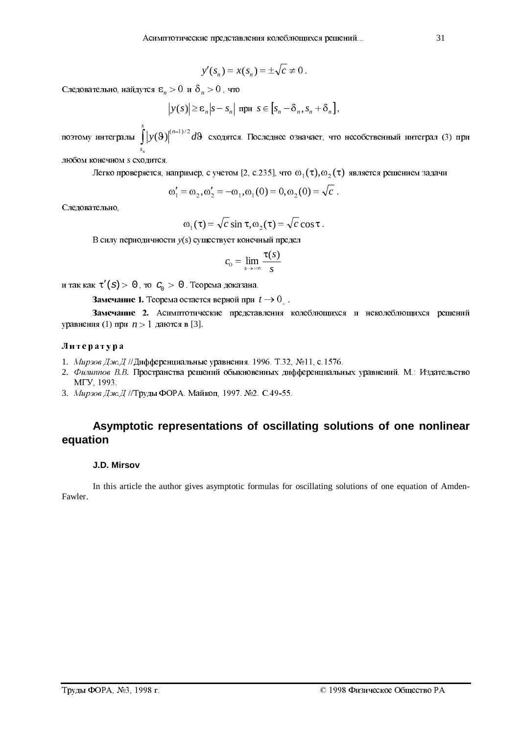$$y'(s_n) = x(s_n) = \pm\sqrt{c} \neq 0 .$$

Следовательно, найдутся $\varepsilon_n > 0$ и $\delta_n > 0$, что

$$|y(s)| \geq \varepsilon_n |s - s_n| \text{ при } s \in [s_n - \delta_n, s_n + \delta_n],$$

поэтому интегралы $\int\limits_{s_n}^{s} |y(\vartheta)|^{(n-1)/2} d\vartheta$ сходятся. Последнее означает, что несобственный интеграл (3) при любом конечном $s$ сходится.

Легко проверяется, например, с учетом [2, с.235], что $\omega_1(\tau), \omega_2(\tau)$ является решением задачи

$$\omega_1' = \omega_2, \omega_2' = -\omega_1, \omega_1(0) = 0, \omega_2(0) = \sqrt{c} .$$

Следовательно,

$$\omega_1(\tau) = \sqrt{c} \sin\tau, \omega_2(\tau) = \sqrt{c} \cos\tau .$$

В силу периодичности $y(s)$ существует конечный предел

$$c_0 = \lim_{s \to +\infty} \frac{\tau(s)}{s}$$

и так как $\tau'(s) > 0$, то $c_0 > 0$. Теорема доказана.

**Замечание 1.** Теорема остается верной при $t \to 0_+$ .

**Замечание 2.** Асимптотические представления колеблющихся и неколеблющихся решений уравнения (1) при $n > 1$ даются в [3].

### Литература

1. *Мирзов Дж.Д* //Дифференциальные уравнения. 1996. Т.32, №11, с.1576.
2. *Филиппов В.В.* Пространства решений обыкновенных дифференциальных уравнений. М.: Издательство МГУ, 1993.
3. *Мирзов Дж.Д* //Труды ФОРА. Майкоп, 1997. №2. С.49-55.

## Asymptotic representations of oscillating solutions of one nonlinear equation

**J.D. Mirsov**

In this article the author gives asymptotic formulas for oscillating solutions of one equation of Amden-Fawler.